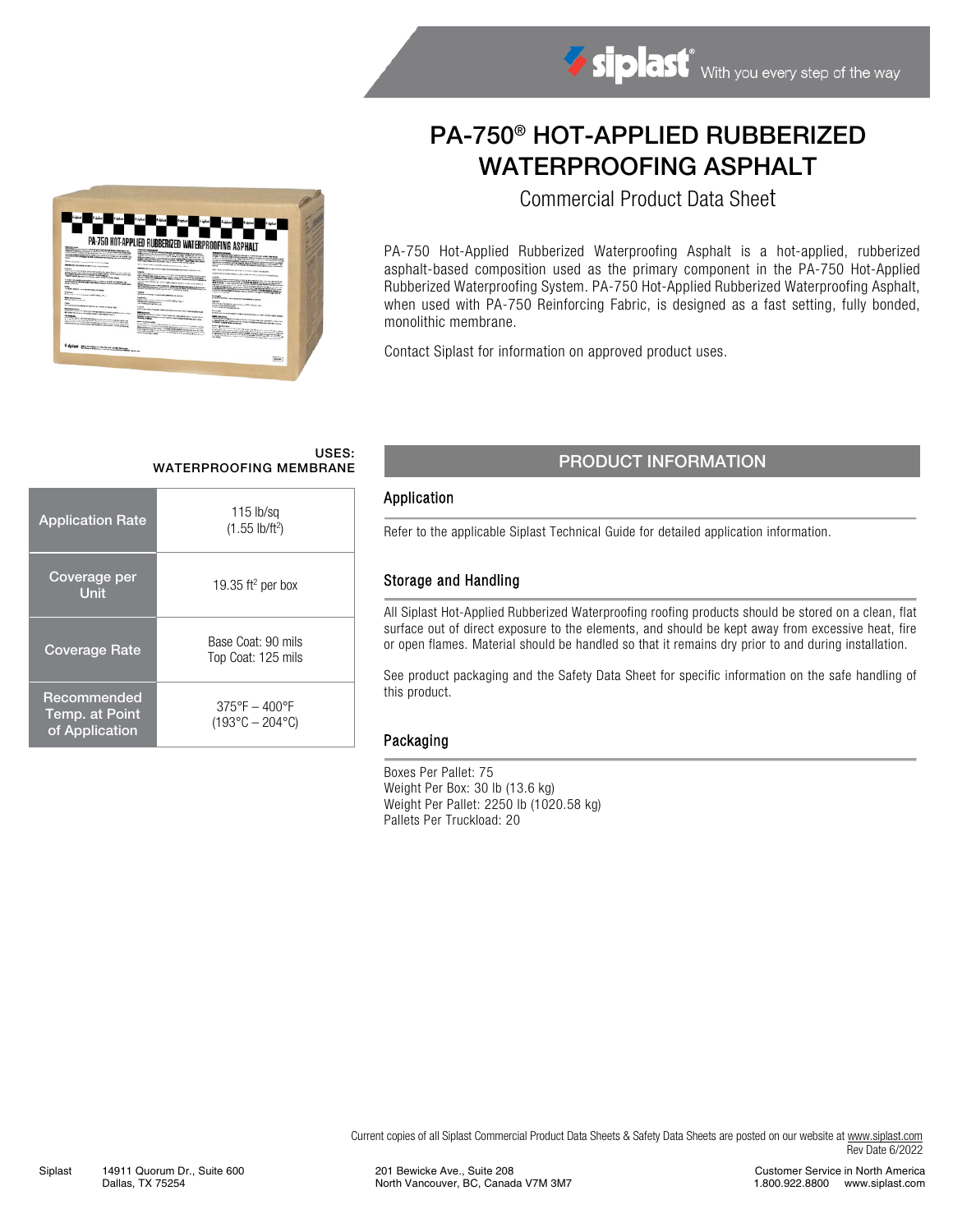# PA-750® HOT-APPLIED RUBBERIZED WATERPROOFING ASPHALT

## Commercial Product Data Sheet

PA-750 Hot-Applied Rubberized Waterproofing Asphalt is a hot-applied, rubberized asphalt-based composition used as the primary component in the PA-750 Hot-Applied Rubberized Waterproofing System. PA-750 Hot-Applied Rubberized Waterproofing Asphalt, when used with PA-750 Reinforcing Fabric, is designed as a fast setting, fully bonded, monolithic membrane.

Contact Siplast for information on approved product uses.

**USES: WATERPROOFING MEMBRANE**

| | |
|---|---|
| Application Rate | 115 lb/sq (1.55 lb/ft²) |
| Coverage per Unit | 19.35 ft² per box |
| Coverage Rate | Base Coat: 90 mils<br>Top Coat: 125 mils |
| Recommended Temp. at Point of Application | 375°F – 400°F (193°C – 204°C) |

## PRODUCT INFORMATION

### Application

Refer to the applicable Siplast Technical Guide for detailed application information.

### Storage and Handling

All Siplast Hot-Applied Rubberized Waterproofing roofing products should be stored on a clean, flat surface out of direct exposure to the elements, and should be kept away from excessive heat, fire or open flames. Material should be handled so that it remains dry prior to and during installation.

See product packaging and the Safety Data Sheet for specific information on the safe handling of this product.

### Packaging

Boxes Per Pallet: 75
Weight Per Box: 30 lb (13.6 kg)
Weight Per Pallet: 2250 lb (1020.58 kg)
Pallets Per Truckload: 20

Current copies of all Siplast Commercial Product Data Sheets & Safety Data Sheets are posted on our website at www.siplast.com
Rev Date 6/2022

Siplast 14911 Quorum Dr., Suite 600, Dallas, TX 75254 | 201 Bewicke Ave., Suite 208, North Vancouver, BC, Canada V7M 3M7 | Customer Service in North America 1.800.922.8800 www.siplast.com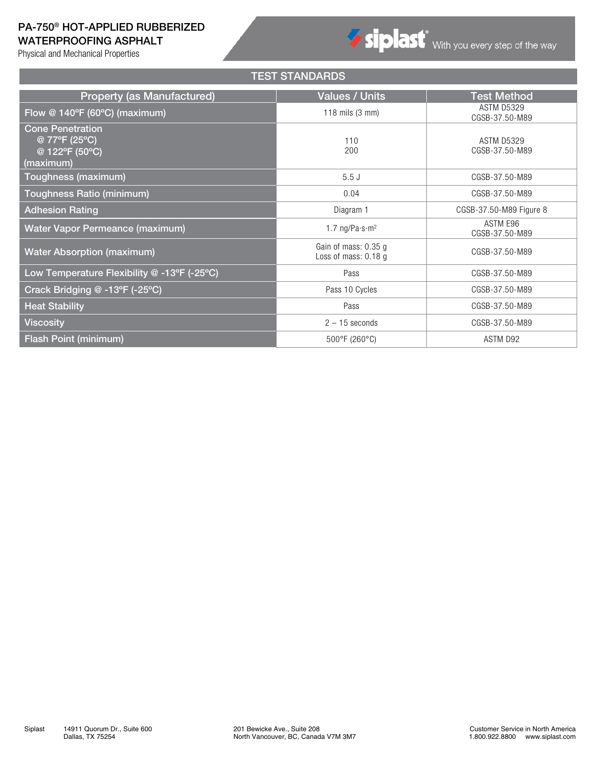# PA-750® HOT-APPLIED RUBBERIZED WATERPROOFING ASPHALT

Physical and Mechanical Properties

## TEST STANDARDS

| Property (as Manufactured) | Values / Units | Test Method |
|---|---|---|
| Flow @ 140°F (60°C) (maximum) | 118 mils (3 mm) | ASTM D5329<br>CGSB-37.50-M89 |
| Cone Penetration<br>@ 77°F (25°C)<br>@ 122°F (50°C)<br>(maximum) | 110<br>200 | ASTM D5329<br>CGSB-37.50-M89 |
| Toughness (maximum) | 5.5 J | CGSB-37.50-M89 |
| Toughness Ratio (minimum) | 0.04 | CGSB-37.50-M89 |
| Adhesion Rating | Diagram 1 | CGSB-37.50-M89 Figure 8 |
| Water Vapor Permeance (maximum) | 1.7 ng/Pa·s·m$^2$ | ASTM E96<br>CGSB-37.50-M89 |
| Water Absorption (maximum) | Gain of mass: 0.35 g<br>Loss of mass: 0.18 g | CGSB-37.50-M89 |
| Low Temperature Flexibility @ -13°F (-25°C) | Pass | CGSB-37.50-M89 |
| Crack Bridging @ -13°F (-25°C) | Pass 10 Cycles | CGSB-37.50-M89 |
| Heat Stability | Pass | CGSB-37.50-M89 |
| Viscosity | 2 – 15 seconds | CGSB-37.50-M89 |
| Flash Point (minimum) | 500°F (260°C) | ASTM D92 |